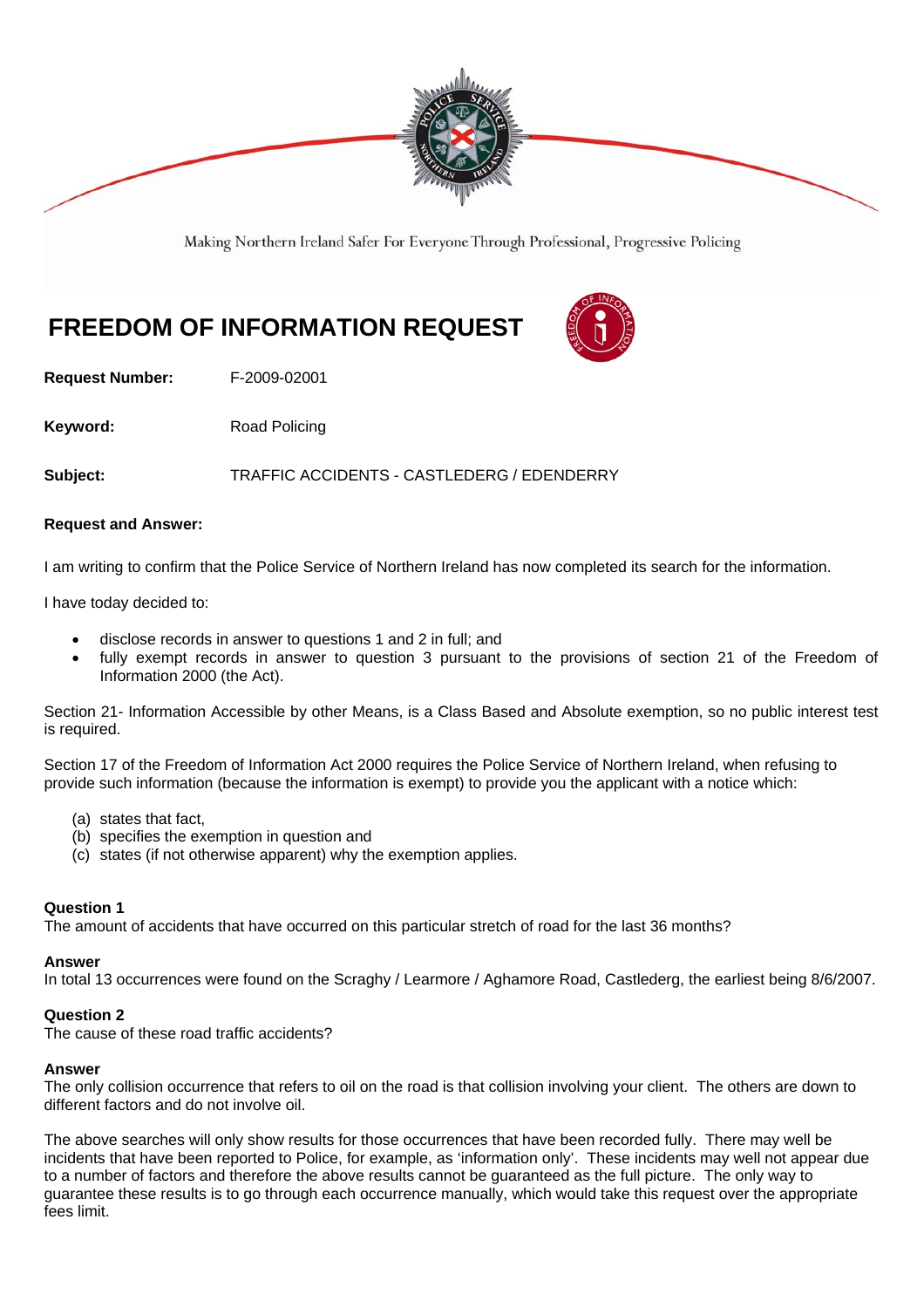Making Northern Ireland Safer For Everyone Through Professional, Progressive Policing

# FREEDOM OF INFORMATION REQUEST

**Request Number:** F-2009-02001

**Keyword:** Road Policing

**Subject:** TRAFFIC ACCIDENTS - CASTLEDERG / EDENDERRY

**Request and Answer:**

I am writing to confirm that the Police Service of Northern Ireland has now completed its search for the information.

I have today decided to:

- disclose records in answer to questions 1 and 2 in full; and
- fully exempt records in answer to question 3 pursuant to the provisions of section 21 of the Freedom of Information 2000 (the Act).

Section 21- Information Accessible by other Means, is a Class Based and Absolute exemption, so no public interest test is required.

Section 17 of the Freedom of Information Act 2000 requires the Police Service of Northern Ireland, when refusing to provide such information (because the information is exempt) to provide you the applicant with a notice which:

(a) states that fact,
(b) specifies the exemption in question and
(c) states (if not otherwise apparent) why the exemption applies.

**Question 1**
The amount of accidents that have occurred on this particular stretch of road for the last 36 months?

**Answer**
In total 13 occurrences were found on the Scraghy / Learmore / Aghamore Road, Castlederg, the earliest being 8/6/2007.

**Question 2**
The cause of these road traffic accidents?

**Answer**
The only collision occurrence that refers to oil on the road is that collision involving your client. The others are down to different factors and do not involve oil.

The above searches will only show results for those occurrences that have been recorded fully. There may well be incidents that have been reported to Police, for example, as 'information only'. These incidents may well not appear due to a number of factors and therefore the above results cannot be guaranteed as the full picture. The only way to guarantee these results is to go through each occurrence manually, which would take this request over the appropriate fees limit.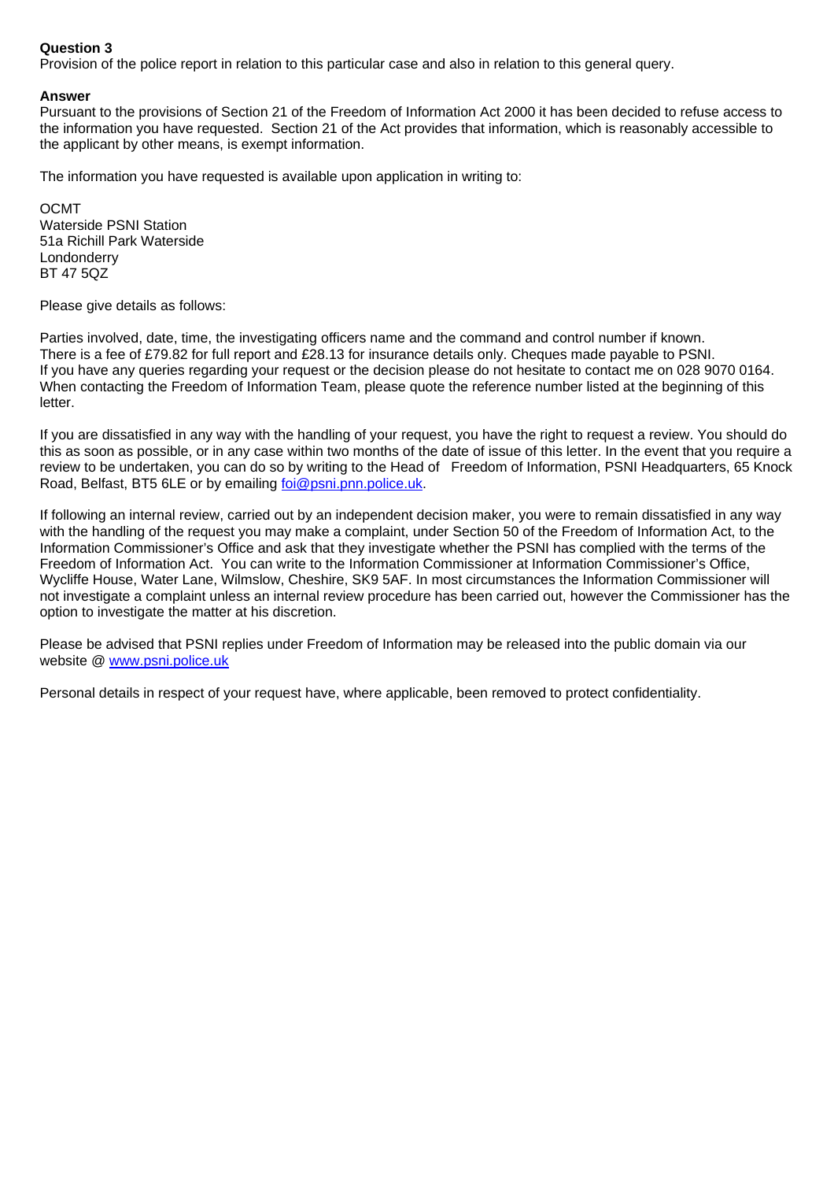**Question 3**
Provision of the police report in relation to this particular case and also in relation to this general query.

**Answer**
Pursuant to the provisions of Section 21 of the Freedom of Information Act 2000 it has been decided to refuse access to the information you have requested. Section 21 of the Act provides that information, which is reasonably accessible to the applicant by other means, is exempt information.

The information you have requested is available upon application in writing to:

OCMT
Waterside PSNI Station
51a Richill Park Waterside
Londonderry
BT 47 5QZ

Please give details as follows:

Parties involved, date, time, the investigating officers name and the command and control number if known.
There is a fee of £79.82 for full report and £28.13 for insurance details only. Cheques made payable to PSNI.
If you have any queries regarding your request or the decision please do not hesitate to contact me on 028 9070 0164. When contacting the Freedom of Information Team, please quote the reference number listed at the beginning of this letter.

If you are dissatisfied in any way with the handling of your request, you have the right to request a review. You should do this as soon as possible, or in any case within two months of the date of issue of this letter. In the event that you require a review to be undertaken, you can do so by writing to the Head of Freedom of Information, PSNI Headquarters, 65 Knock Road, Belfast, BT5 6LE or by emailing foi@psni.pnn.police.uk.

If following an internal review, carried out by an independent decision maker, you were to remain dissatisfied in any way with the handling of the request you may make a complaint, under Section 50 of the Freedom of Information Act, to the Information Commissioner's Office and ask that they investigate whether the PSNI has complied with the terms of the Freedom of Information Act. You can write to the Information Commissioner at Information Commissioner's Office, Wycliffe House, Water Lane, Wilmslow, Cheshire, SK9 5AF. In most circumstances the Information Commissioner will not investigate a complaint unless an internal review procedure has been carried out, however the Commissioner has the option to investigate the matter at his discretion.

Please be advised that PSNI replies under Freedom of Information may be released into the public domain via our website @ www.psni.police.uk

Personal details in respect of your request have, where applicable, been removed to protect confidentiality.